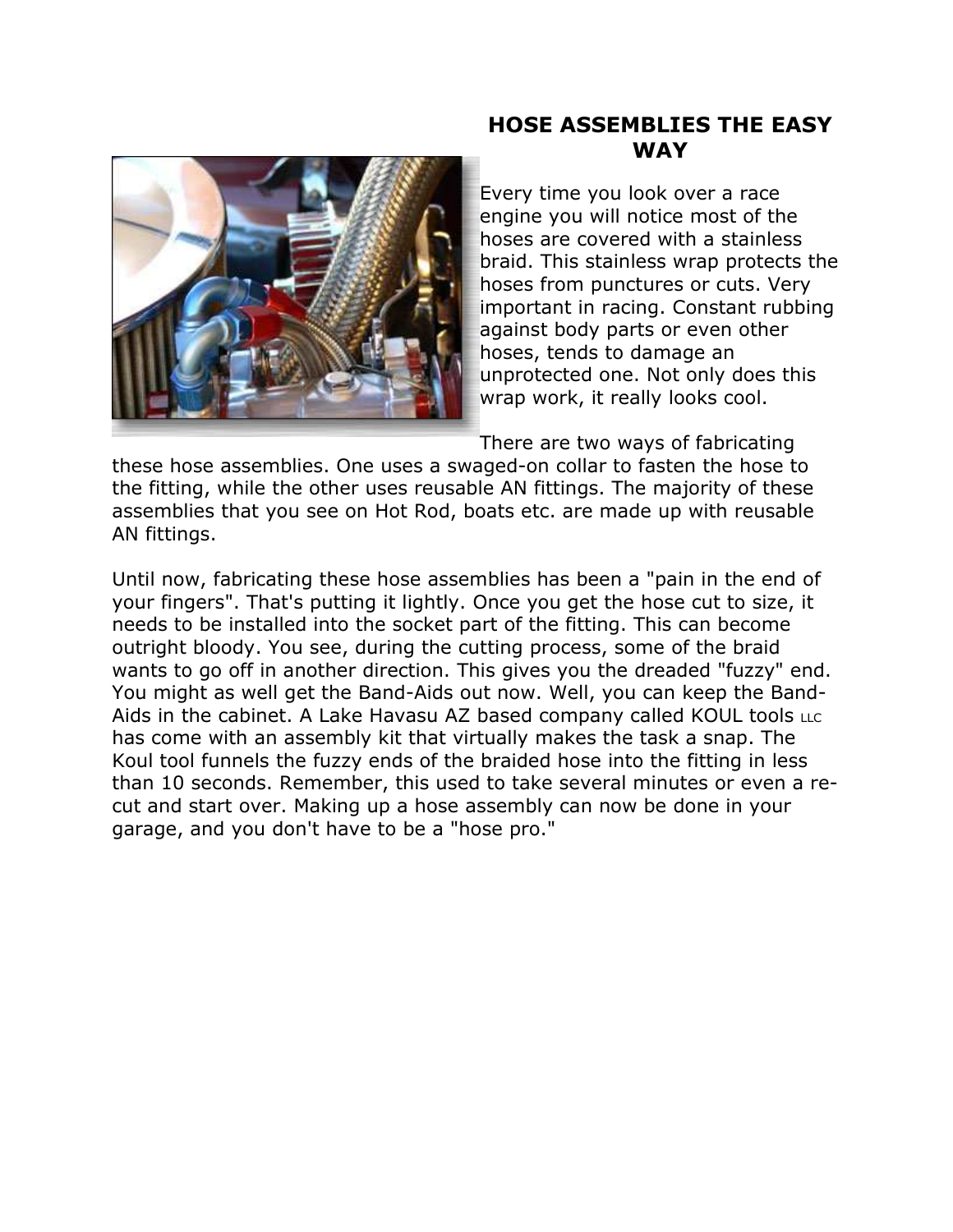# HOSE ASSEMBLIES THE EASY WAY

Every time you look over a race engine you will notice most of the hoses are covered with a stainless braid. This stainless wrap protects the hoses from punctures or cuts. Very important in racing. Constant rubbing against body parts or even other hoses, tends to damage an unprotected one. Not only does this wrap work, it really looks cool.

There are two ways of fabricating these hose assemblies. One uses a swaged-on collar to fasten the hose to the fitting, while the other uses reusable AN fittings. The majority of these assemblies that you see on Hot Rod, boats etc. are made up with reusable AN fittings.

Until now, fabricating these hose assemblies has been a "pain in the end of your fingers". That's putting it lightly. Once you get the hose cut to size, it needs to be installed into the socket part of the fitting. This can become outright bloody. You see, during the cutting process, some of the braid wants to go off in another direction. This gives you the dreaded "fuzzy" end. You might as well get the Band-Aids out now. Well, you can keep the Band-Aids in the cabinet. A Lake Havasu AZ based company called KOUL tools LLC has come with an assembly kit that virtually makes the task a snap. The Koul tool funnels the fuzzy ends of the braided hose into the fitting in less than 10 seconds. Remember, this used to take several minutes or even a re-cut and start over. Making up a hose assembly can now be done in your garage, and you don't have to be a "hose pro."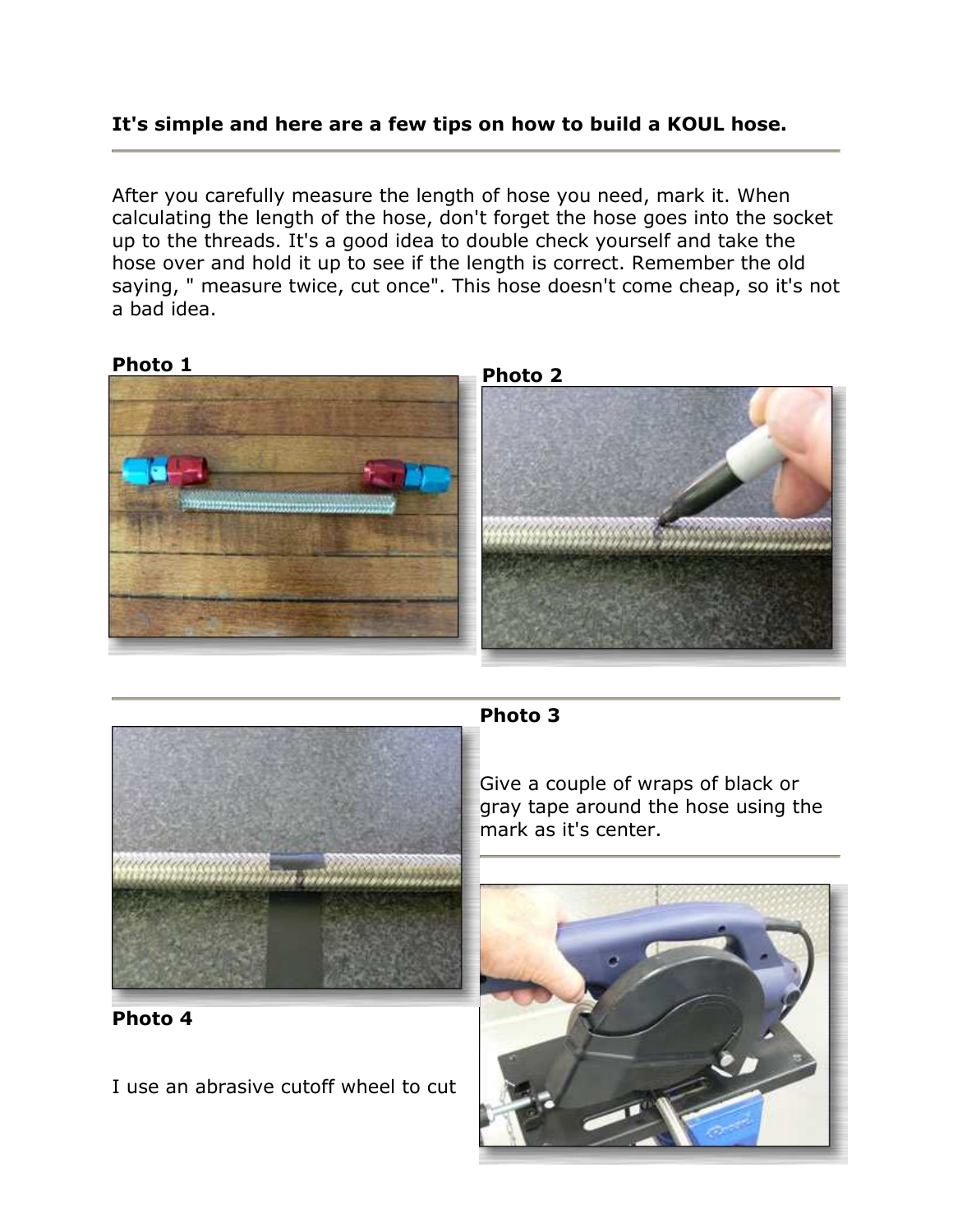**It's simple and here are a few tips on how to build a KOUL hose.**

---

After you carefully measure the length of hose you need, mark it. When calculating the length of the hose, don't forget the hose goes into the socket up to the threads. It's a good idea to double check yourself and take the hose over and hold it up to see if the length is correct. Remember the old saying, " measure twice, cut once". This hose doesn't come cheap, so it's not a bad idea.

**Photo 1**

**Photo 2**

---

**Photo 3**

Give a couple of wraps of black or gray tape around the hose using the mark as it's center.

---

**Photo 4**

I use an abrasive cutoff wheel to cut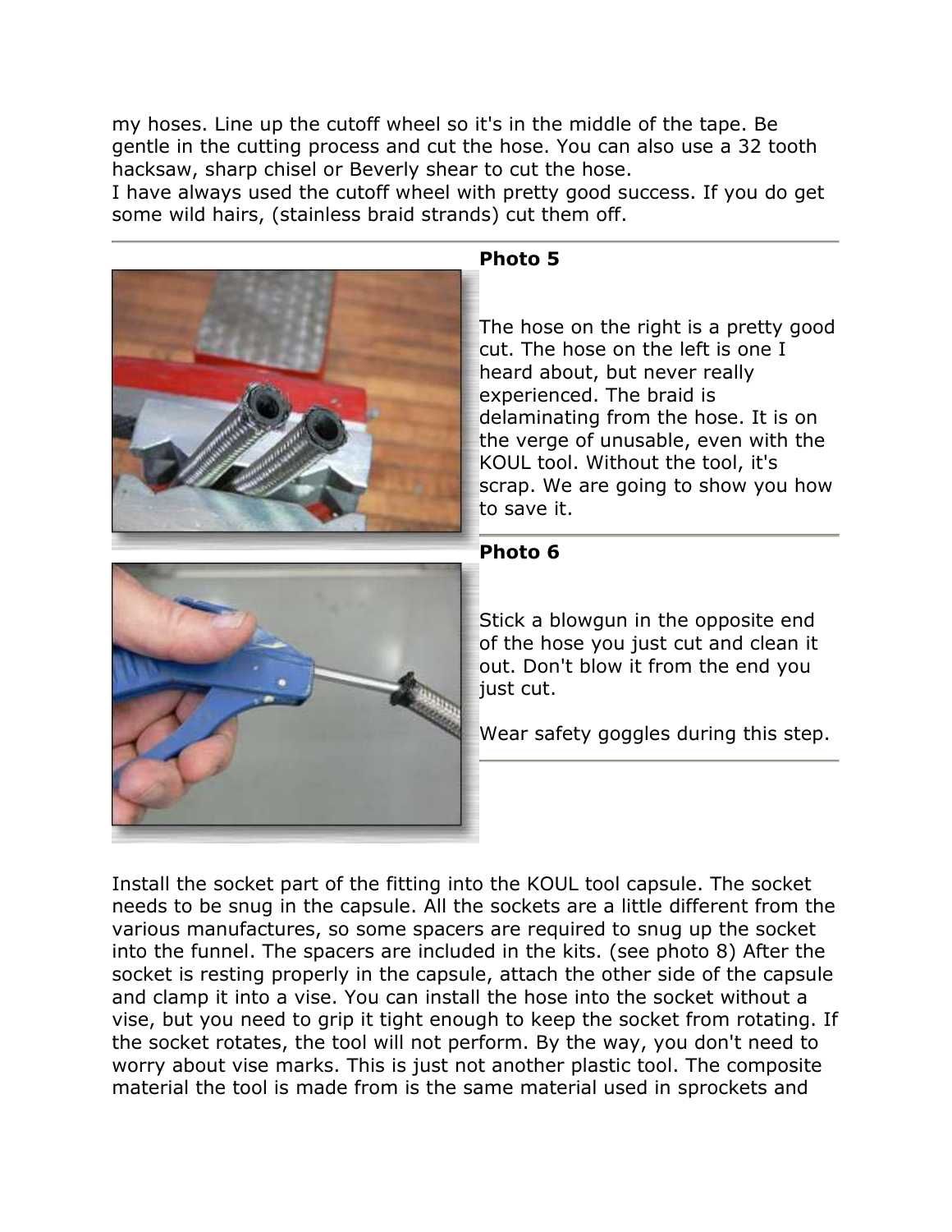my hoses. Line up the cutoff wheel so it's in the middle of the tape. Be gentle in the cutting process and cut the hose. You can also use a 32 tooth hacksaw, sharp chisel or Beverly shear to cut the hose.
I have always used the cutoff wheel with pretty good success. If you do get some wild hairs, (stainless braid strands) cut them off.

**Photo 5**

The hose on the right is a pretty good cut. The hose on the left is one I heard about, but never really experienced. The braid is delaminating from the hose. It is on the verge of unusable, even with the KOUL tool. Without the tool, it's scrap. We are going to show you how to save it.

**Photo 6**

Stick a blowgun in the opposite end of the hose you just cut and clean it out. Don't blow it from the end you just cut.

Wear safety goggles during this step.

Install the socket part of the fitting into the KOUL tool capsule. The socket needs to be snug in the capsule. All the sockets are a little different from the various manufactures, so some spacers are required to snug up the socket into the funnel. The spacers are included in the kits. (see photo 8) After the socket is resting properly in the capsule, attach the other side of the capsule and clamp it into a vise. You can install the hose into the socket without a vise, but you need to grip it tight enough to keep the socket from rotating. If the socket rotates, the tool will not perform. By the way, you don't need to worry about vise marks. This is just not another plastic tool. The composite material the tool is made from is the same material used in sprockets and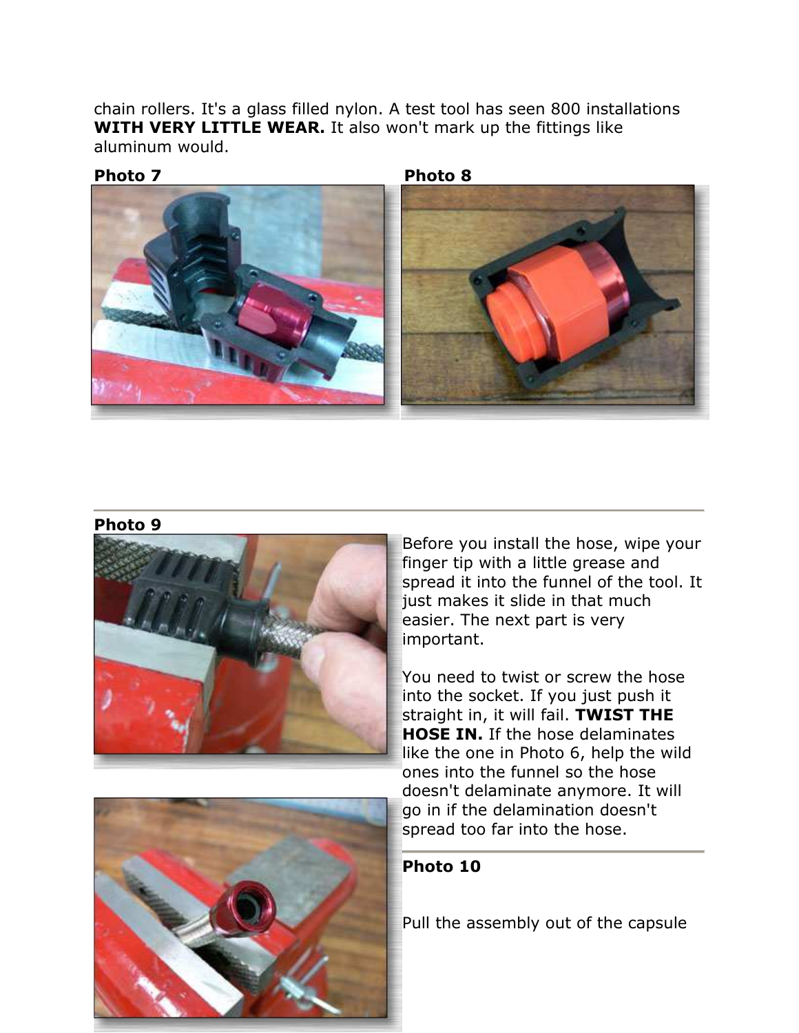chain rollers. It's a glass filled nylon. A test tool has seen 800 installations **WITH VERY LITTLE WEAR.** It also won't mark up the fittings like aluminum would.

**Photo 7**

**Photo 8**

---

**Photo 9**

Before you install the hose, wipe your finger tip with a little grease and spread it into the funnel of the tool. It just makes it slide in that much easier. The next part is very important.

You need to twist or screw the hose into the socket. If you just push it straight in, it will fail. **TWIST THE HOSE IN.** If the hose delaminates like the one in Photo 6, help the wild ones into the funnel so the hose doesn't delaminate anymore. It will go in if the delamination doesn't spread too far into the hose.

---

**Photo 10**

Pull the assembly out of the capsule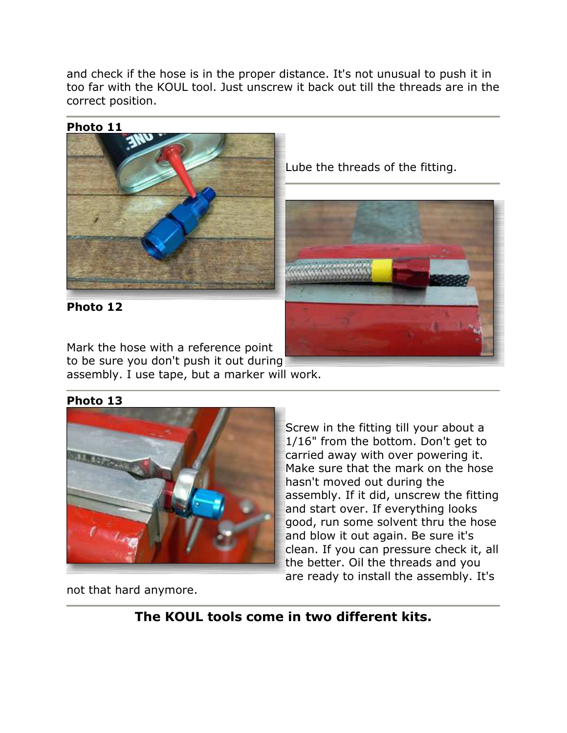and check if the hose is in the proper distance. It's not unusual to push it in too far with the KOUL tool. Just unscrew it back out till the threads are in the correct position.

---

**Photo 11**

Lube the threads of the fitting.

---

**Photo 12**

Mark the hose with a reference point to be sure you don't push it out during assembly. I use tape, but a marker will work.

---

**Photo 13**

Screw in the fitting till your about a 1/16" from the bottom. Don't get to carried away with over powering it. Make sure that the mark on the hose hasn't moved out during the assembly. If it did, unscrew the fitting and start over. If everything looks good, run some solvent thru the hose and blow it out again. Be sure it's clean. If you can pressure check it, all the better. Oil the threads and you are ready to install the assembly. It's not that hard anymore.

---

## The KOUL tools come in two different kits.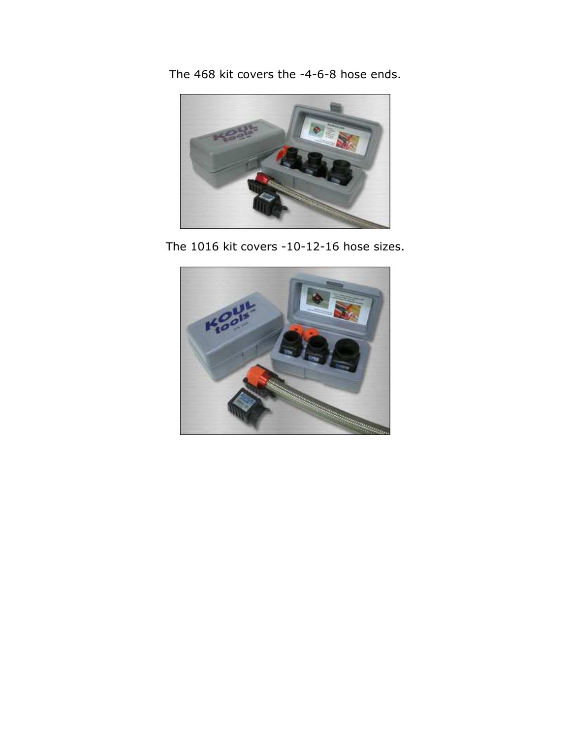The 468 kit covers the -4-6-8 hose ends.

The 1016 kit covers -10-12-16 hose sizes.